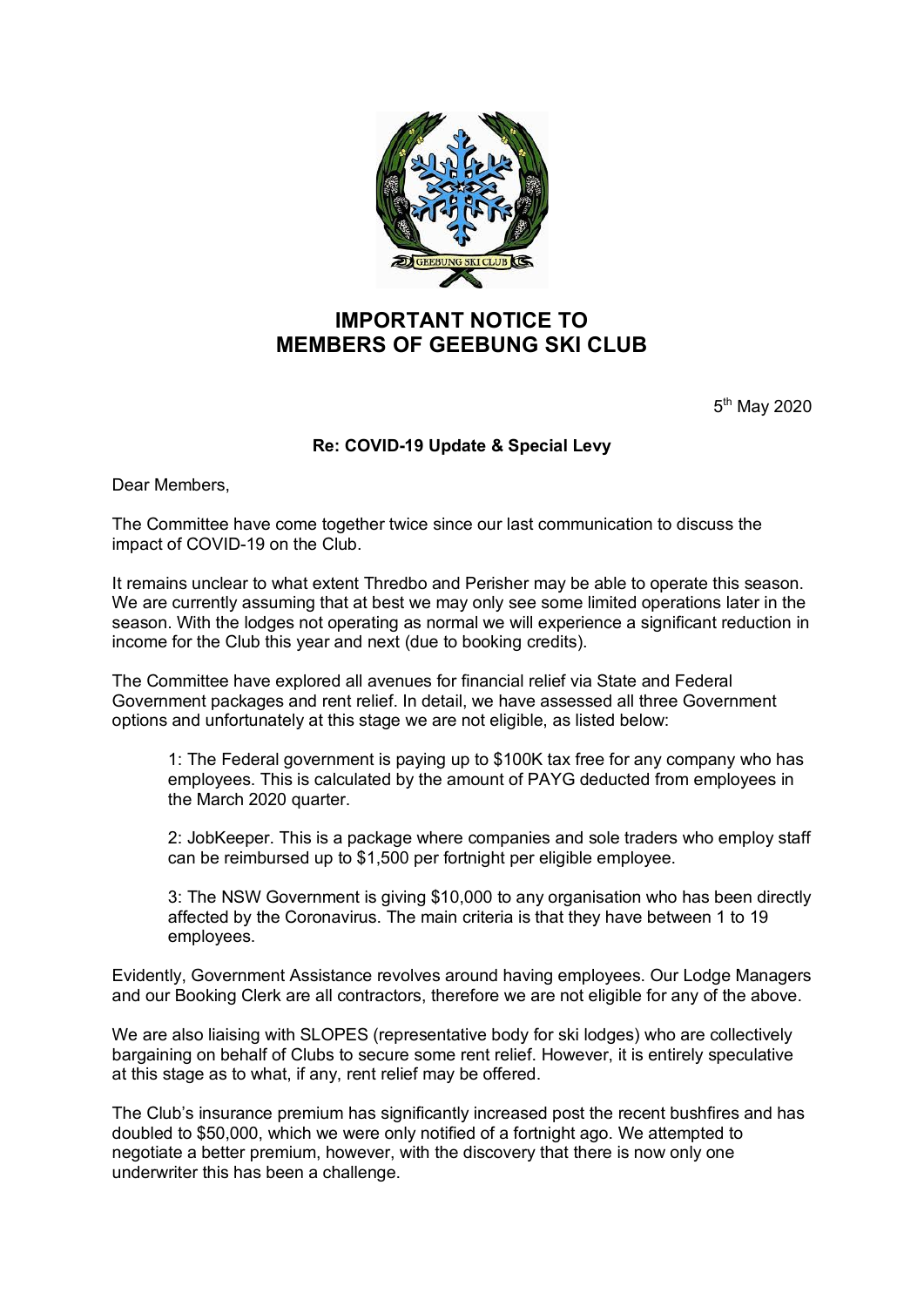# IMPORTANT NOTICE TO MEMBERS OF GEEBUNG SKI CLUB

5th May 2020

**Re: COVID-19 Update & Special Levy**

Dear Members,

The Committee have come together twice since our last communication to discuss the impact of COVID-19 on the Club.

It remains unclear to what extent Thredbo and Perisher may be able to operate this season. We are currently assuming that at best we may only see some limited operations later in the season. With the lodges not operating as normal we will experience a significant reduction in income for the Club this year and next (due to booking credits).

The Committee have explored all avenues for financial relief via State and Federal Government packages and rent relief. In detail, we have assessed all three Government options and unfortunately at this stage we are not eligible, as listed below:

> 1: The Federal government is paying up to $100K tax free for any company who has employees. This is calculated by the amount of PAYG deducted from employees in the March 2020 quarter.
>
> 2: JobKeeper. This is a package where companies and sole traders who employ staff can be reimbursed up to $1,500 per fortnight per eligible employee.
>
> 3: The NSW Government is giving $10,000 to any organisation who has been directly affected by the Coronavirus. The main criteria is that they have between 1 to 19 employees.

Evidently, Government Assistance revolves around having employees. Our Lodge Managers and our Booking Clerk are all contractors, therefore we are not eligible for any of the above.

We are also liaising with SLOPES (representative body for ski lodges) who are collectively bargaining on behalf of Clubs to secure some rent relief. However, it is entirely speculative at this stage as to what, if any, rent relief may be offered.

The Club's insurance premium has significantly increased post the recent bushfires and has doubled to $50,000, which we were only notified of a fortnight ago. We attempted to negotiate a better premium, however, with the discovery that there is now only one underwriter this has been a challenge.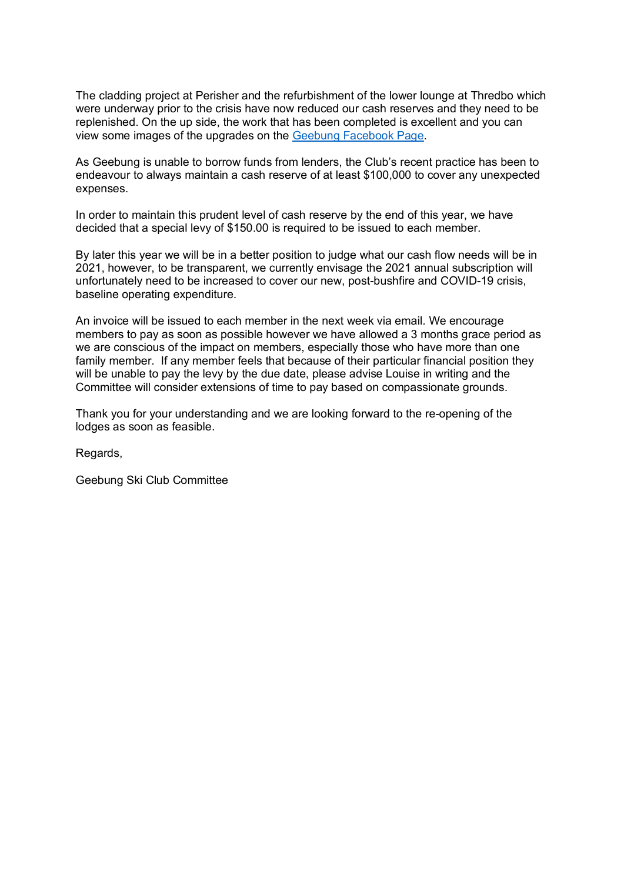The cladding project at Perisher and the refurbishment of the lower lounge at Thredbo which were underway prior to the crisis have now reduced our cash reserves and they need to be replenished. On the up side, the work that has been completed is excellent and you can view some images of the upgrades on the Geebung Facebook Page.

As Geebung is unable to borrow funds from lenders, the Club's recent practice has been to endeavour to always maintain a cash reserve of at least $100,000 to cover any unexpected expenses.

In order to maintain this prudent level of cash reserve by the end of this year, we have decided that a special levy of $150.00 is required to be issued to each member.

By later this year we will be in a better position to judge what our cash flow needs will be in 2021, however, to be transparent, we currently envisage the 2021 annual subscription will unfortunately need to be increased to cover our new, post-bushfire and COVID-19 crisis, baseline operating expenditure.

An invoice will be issued to each member in the next week via email. We encourage members to pay as soon as possible however we have allowed a 3 months grace period as we are conscious of the impact on members, especially those who have more than one family member. If any member feels that because of their particular financial position they will be unable to pay the levy by the due date, please advise Louise in writing and the Committee will consider extensions of time to pay based on compassionate grounds.

Thank you for your understanding and we are looking forward to the re-opening of the lodges as soon as feasible.

Regards,

Geebung Ski Club Committee